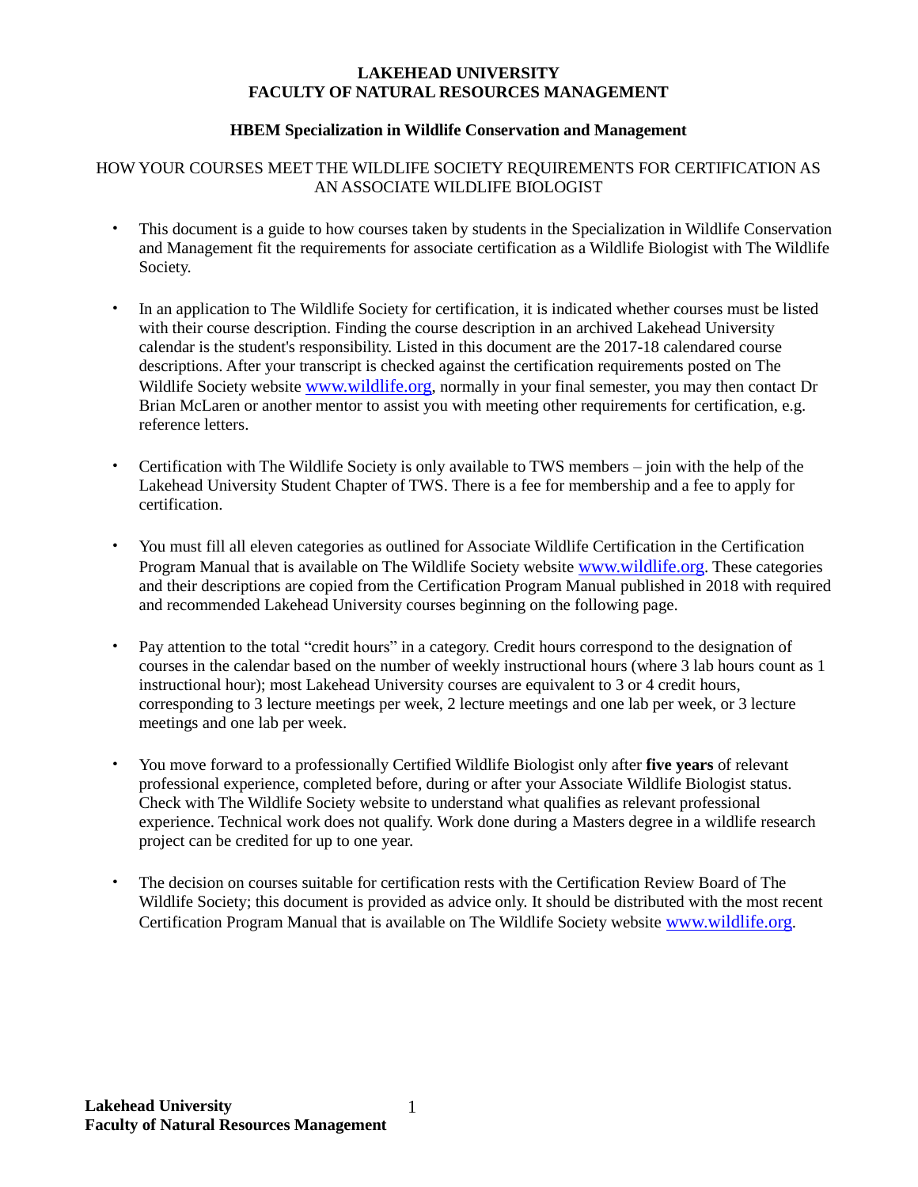**LAKEHEAD UNIVERSITY**
**FACULTY OF NATURAL RESOURCES MANAGEMENT**

**HBEM Specialization in Wildlife Conservation and Management**

HOW YOUR COURSES MEET THE WILDLIFE SOCIETY REQUIREMENTS FOR CERTIFICATION AS AN ASSOCIATE WILDLIFE BIOLOGIST

- This document is a guide to how courses taken by students in the Specialization in Wildlife Conservation and Management fit the requirements for associate certification as a Wildlife Biologist with The Wildlife Society.

- In an application to The Wildlife Society for certification, it is indicated whether courses must be listed with their course description. Finding the course description in an archived Lakehead University calendar is the student's responsibility. Listed in this document are the 2017-18 calendared course descriptions. After your transcript is checked against the certification requirements posted on The Wildlife Society website www.wildlife.org, normally in your final semester, you may then contact Dr Brian McLaren or another mentor to assist you with meeting other requirements for certification, e.g. reference letters.

- Certification with The Wildlife Society is only available to TWS members – join with the help of the Lakehead University Student Chapter of TWS. There is a fee for membership and a fee to apply for certification.

- You must fill all eleven categories as outlined for Associate Wildlife Certification in the Certification Program Manual that is available on The Wildlife Society website www.wildlife.org. These categories and their descriptions are copied from the Certification Program Manual published in 2018 with required and recommended Lakehead University courses beginning on the following page.

- Pay attention to the total "credit hours" in a category. Credit hours correspond to the designation of courses in the calendar based on the number of weekly instructional hours (where 3 lab hours count as 1 instructional hour); most Lakehead University courses are equivalent to 3 or 4 credit hours, corresponding to 3 lecture meetings per week, 2 lecture meetings and one lab per week, or 3 lecture meetings and one lab per week.

- You move forward to a professionally Certified Wildlife Biologist only after **five years** of relevant professional experience, completed before, during or after your Associate Wildlife Biologist status. Check with The Wildlife Society website to understand what qualifies as relevant professional experience. Technical work does not qualify. Work done during a Masters degree in a wildlife research project can be credited for up to one year.

- The decision on courses suitable for certification rests with the Certification Review Board of The Wildlife Society; this document is provided as advice only. It should be distributed with the most recent Certification Program Manual that is available on The Wildlife Society website www.wildlife.org.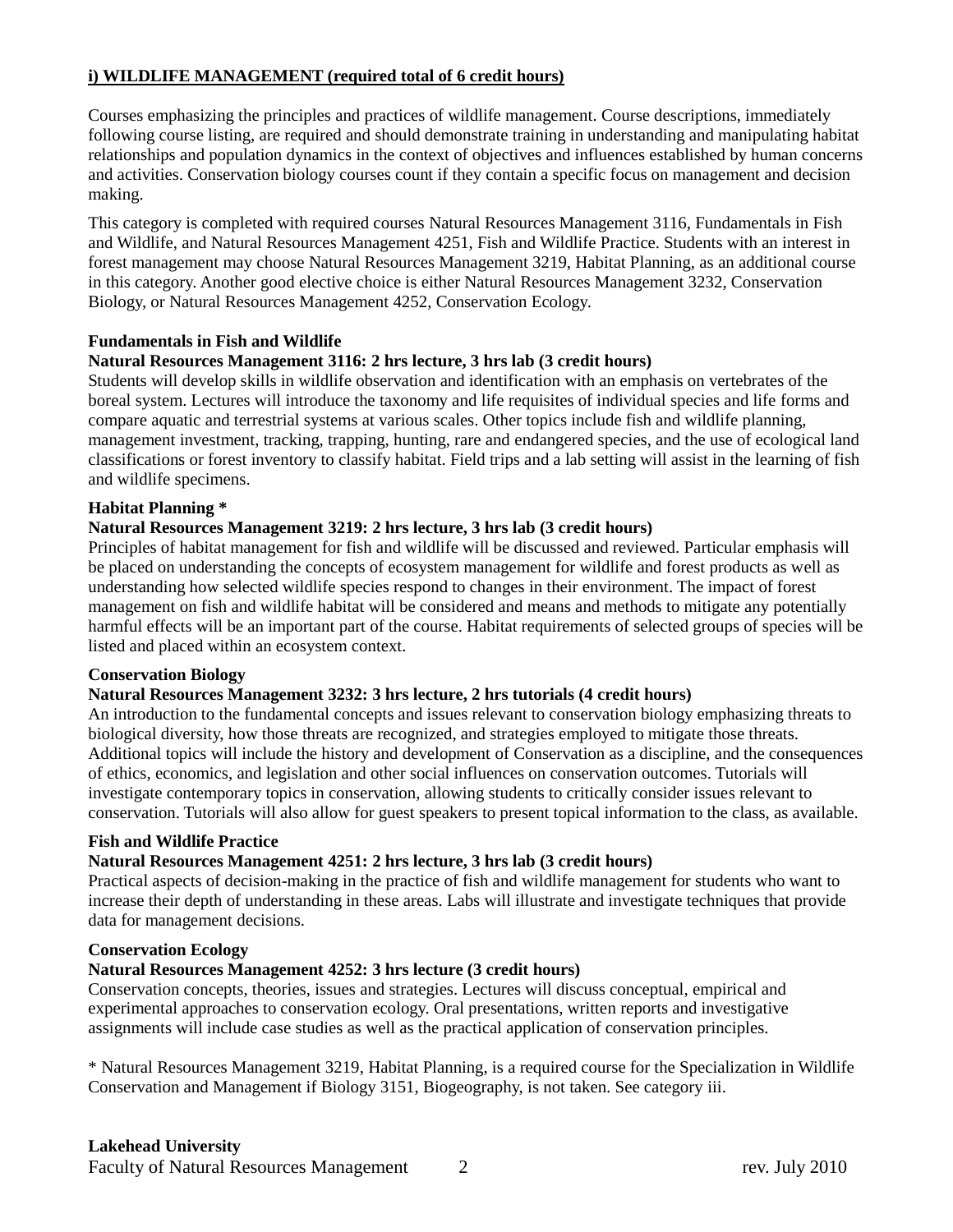## i) WILDLIFE MANAGEMENT (required total of 6 credit hours)

Courses emphasizing the principles and practices of wildlife management. Course descriptions, immediately following course listing, are required and should demonstrate training in understanding and manipulating habitat relationships and population dynamics in the context of objectives and influences established by human concerns and activities. Conservation biology courses count if they contain a specific focus on management and decision making.

This category is completed with required courses Natural Resources Management 3116, Fundamentals in Fish and Wildlife, and Natural Resources Management 4251, Fish and Wildlife Practice. Students with an interest in forest management may choose Natural Resources Management 3219, Habitat Planning, as an additional course in this category. Another good elective choice is either Natural Resources Management 3232, Conservation Biology, or Natural Resources Management 4252, Conservation Ecology.

**Fundamentals in Fish and Wildlife**
**Natural Resources Management 3116: 2 hrs lecture, 3 hrs lab (3 credit hours)**
Students will develop skills in wildlife observation and identification with an emphasis on vertebrates of the boreal system. Lectures will introduce the taxonomy and life requisites of individual species and life forms and compare aquatic and terrestrial systems at various scales. Other topics include fish and wildlife planning, management investment, tracking, trapping, hunting, rare and endangered species, and the use of ecological land classifications or forest inventory to classify habitat. Field trips and a lab setting will assist in the learning of fish and wildlife specimens.

**Habitat Planning ***
**Natural Resources Management 3219: 2 hrs lecture, 3 hrs lab (3 credit hours)**
Principles of habitat management for fish and wildlife will be discussed and reviewed. Particular emphasis will be placed on understanding the concepts of ecosystem management for wildlife and forest products as well as understanding how selected wildlife species respond to changes in their environment. The impact of forest management on fish and wildlife habitat will be considered and means and methods to mitigate any potentially harmful effects will be an important part of the course. Habitat requirements of selected groups of species will be listed and placed within an ecosystem context.

**Conservation Biology**
**Natural Resources Management 3232: 3 hrs lecture, 2 hrs tutorials (4 credit hours)**
An introduction to the fundamental concepts and issues relevant to conservation biology emphasizing threats to biological diversity, how those threats are recognized, and strategies employed to mitigate those threats. Additional topics will include the history and development of Conservation as a discipline, and the consequences of ethics, economics, and legislation and other social influences on conservation outcomes. Tutorials will investigate contemporary topics in conservation, allowing students to critically consider issues relevant to conservation. Tutorials will also allow for guest speakers to present topical information to the class, as available.

**Fish and Wildlife Practice**
**Natural Resources Management 4251: 2 hrs lecture, 3 hrs lab (3 credit hours)**
Practical aspects of decision-making in the practice of fish and wildlife management for students who want to increase their depth of understanding in these areas. Labs will illustrate and investigate techniques that provide data for management decisions.

**Conservation Ecology**
**Natural Resources Management 4252: 3 hrs lecture (3 credit hours)**
Conservation concepts, theories, issues and strategies. Lectures will discuss conceptual, empirical and experimental approaches to conservation ecology. Oral presentations, written reports and investigative assignments will include case studies as well as the practical application of conservation principles.

* Natural Resources Management 3219, Habitat Planning, is a required course for the Specialization in Wildlife Conservation and Management if Biology 3151, Biogeography, is not taken. See category iii.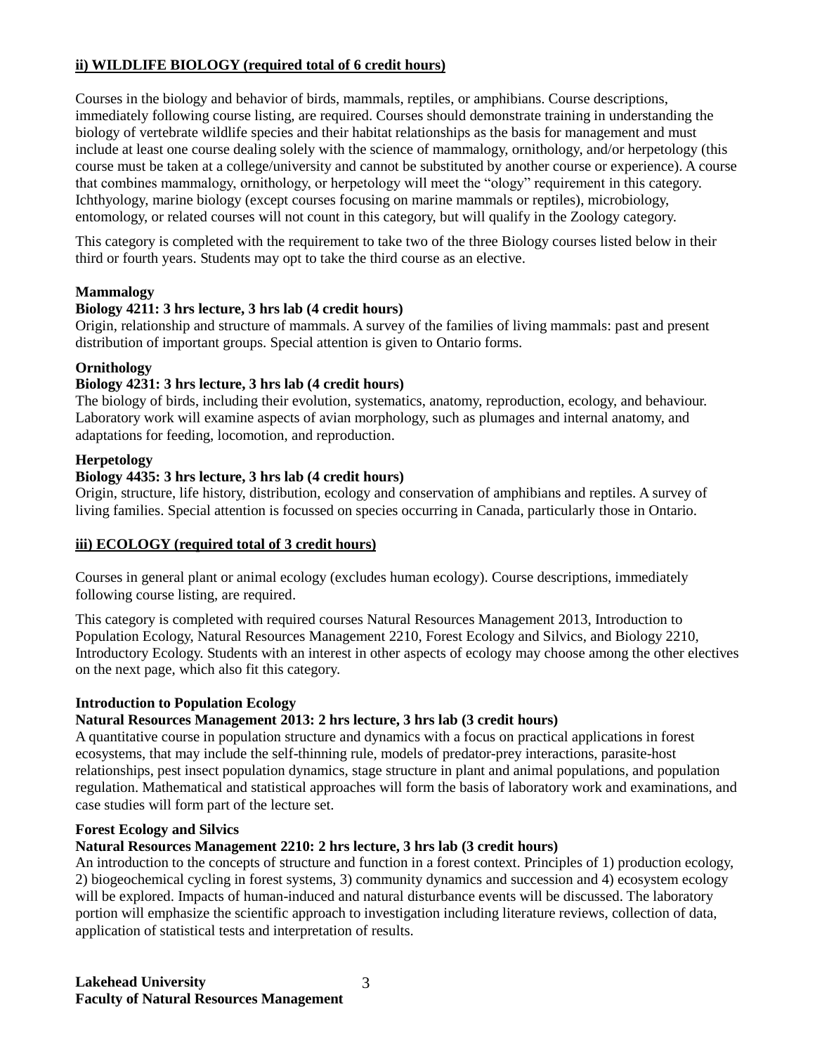**ii) WILDLIFE BIOLOGY (required total of 6 credit hours)**

Courses in the biology and behavior of birds, mammals, reptiles, or amphibians. Course descriptions, immediately following course listing, are required. Courses should demonstrate training in understanding the biology of vertebrate wildlife species and their habitat relationships as the basis for management and must include at least one course dealing solely with the science of mammalogy, ornithology, and/or herpetology (this course must be taken at a college/university and cannot be substituted by another course or experience). A course that combines mammalogy, ornithology, or herpetology will meet the "ology" requirement in this category. Ichthyology, marine biology (except courses focusing on marine mammals or reptiles), microbiology, entomology, or related courses will not count in this category, but will qualify in the Zoology category.

This category is completed with the requirement to take two of the three Biology courses listed below in their third or fourth years. Students may opt to take the third course as an elective.

**Mammalogy**
**Biology 4211: 3 hrs lecture, 3 hrs lab (4 credit hours)**
Origin, relationship and structure of mammals. A survey of the families of living mammals: past and present distribution of important groups. Special attention is given to Ontario forms.

**Ornithology**
**Biology 4231: 3 hrs lecture, 3 hrs lab (4 credit hours)**
The biology of birds, including their evolution, systematics, anatomy, reproduction, ecology, and behaviour. Laboratory work will examine aspects of avian morphology, such as plumages and internal anatomy, and adaptations for feeding, locomotion, and reproduction.

**Herpetology**
**Biology 4435: 3 hrs lecture, 3 hrs lab (4 credit hours)**
Origin, structure, life history, distribution, ecology and conservation of amphibians and reptiles. A survey of living families. Special attention is focussed on species occurring in Canada, particularly those in Ontario.

**iii) ECOLOGY (required total of 3 credit hours)**

Courses in general plant or animal ecology (excludes human ecology). Course descriptions, immediately following course listing, are required.

This category is completed with required courses Natural Resources Management 2013, Introduction to Population Ecology, Natural Resources Management 2210, Forest Ecology and Silvics, and Biology 2210, Introductory Ecology. Students with an interest in other aspects of ecology may choose among the other electives on the next page, which also fit this category.

**Introduction to Population Ecology**
**Natural Resources Management 2013: 2 hrs lecture, 3 hrs lab (3 credit hours)**
A quantitative course in population structure and dynamics with a focus on practical applications in forest ecosystems, that may include the self-thinning rule, models of predator-prey interactions, parasite-host relationships, pest insect population dynamics, stage structure in plant and animal populations, and population regulation. Mathematical and statistical approaches will form the basis of laboratory work and examinations, and case studies will form part of the lecture set.

**Forest Ecology and Silvics**
**Natural Resources Management 2210: 2 hrs lecture, 3 hrs lab (3 credit hours)**
An introduction to the concepts of structure and function in a forest context. Principles of 1) production ecology, 2) biogeochemical cycling in forest systems, 3) community dynamics and succession and 4) ecosystem ecology will be explored. Impacts of human-induced and natural disturbance events will be discussed. The laboratory portion will emphasize the scientific approach to investigation including literature reviews, collection of data, application of statistical tests and interpretation of results.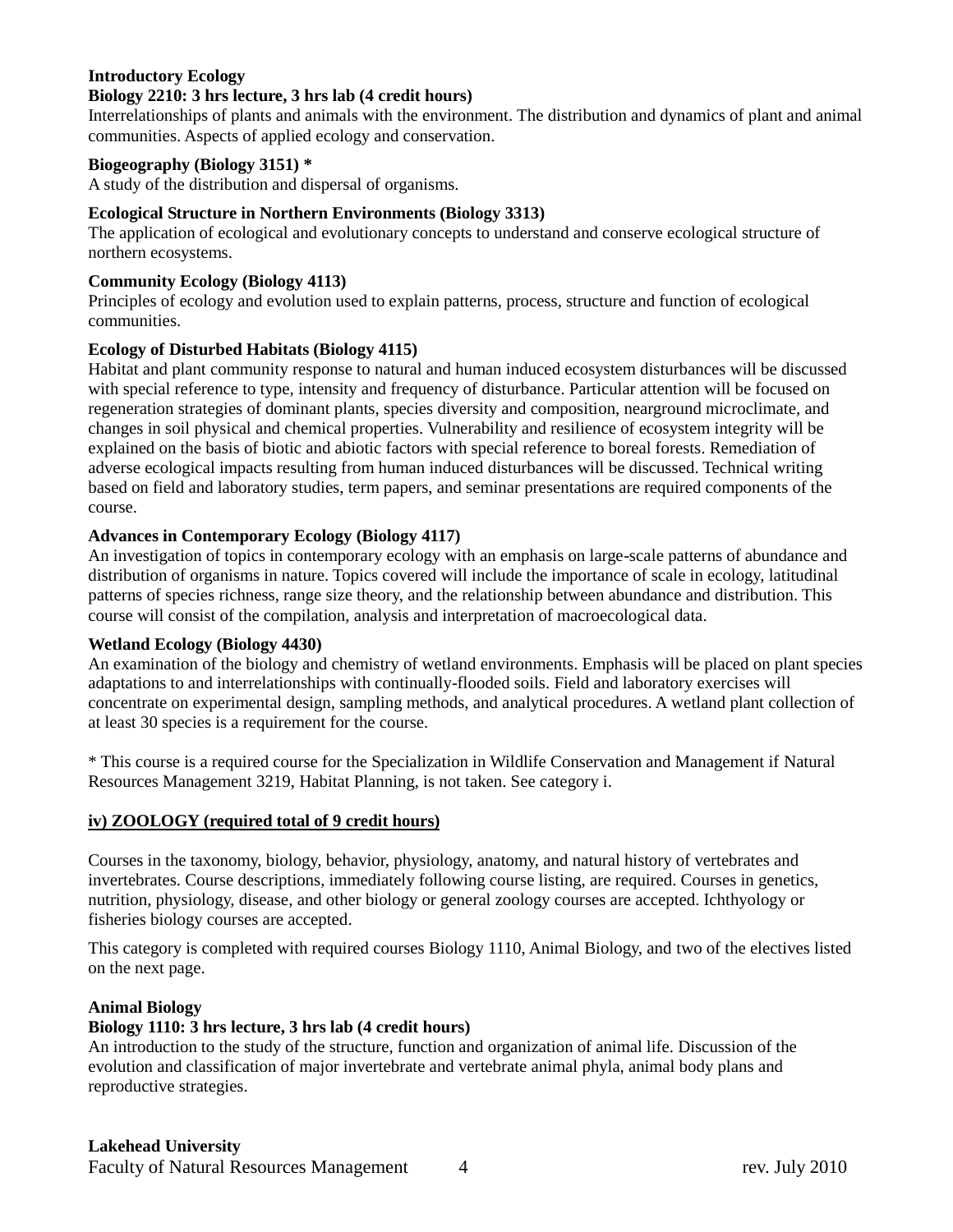**Introductory Ecology**
**Biology 2210: 3 hrs lecture, 3 hrs lab (4 credit hours)**
Interrelationships of plants and animals with the environment. The distribution and dynamics of plant and animal communities. Aspects of applied ecology and conservation.

**Biogeography (Biology 3151) ***
A study of the distribution and dispersal of organisms.

**Ecological Structure in Northern Environments (Biology 3313)**
The application of ecological and evolutionary concepts to understand and conserve ecological structure of northern ecosystems.

**Community Ecology (Biology 4113)**
Principles of ecology and evolution used to explain patterns, process, structure and function of ecological communities.

**Ecology of Disturbed Habitats (Biology 4115)**
Habitat and plant community response to natural and human induced ecosystem disturbances will be discussed with special reference to type, intensity and frequency of disturbance. Particular attention will be focused on regeneration strategies of dominant plants, species diversity and composition, nearground microclimate, and changes in soil physical and chemical properties. Vulnerability and resilience of ecosystem integrity will be explained on the basis of biotic and abiotic factors with special reference to boreal forests. Remediation of adverse ecological impacts resulting from human induced disturbances will be discussed. Technical writing based on field and laboratory studies, term papers, and seminar presentations are required components of the course.

**Advances in Contemporary Ecology (Biology 4117)**
An investigation of topics in contemporary ecology with an emphasis on large-scale patterns of abundance and distribution of organisms in nature. Topics covered will include the importance of scale in ecology, latitudinal patterns of species richness, range size theory, and the relationship between abundance and distribution. This course will consist of the compilation, analysis and interpretation of macroecological data.

**Wetland Ecology (Biology 4430)**
An examination of the biology and chemistry of wetland environments. Emphasis will be placed on plant species adaptations to and interrelationships with continually-flooded soils. Field and laboratory exercises will concentrate on experimental design, sampling methods, and analytical procedures. A wetland plant collection of at least 30 species is a requirement for the course.

* This course is a required course for the Specialization in Wildlife Conservation and Management if Natural Resources Management 3219, Habitat Planning, is not taken. See category i.

## iv) ZOOLOGY (required total of 9 credit hours)

Courses in the taxonomy, biology, behavior, physiology, anatomy, and natural history of vertebrates and invertebrates. Course descriptions, immediately following course listing, are required. Courses in genetics, nutrition, physiology, disease, and other biology or general zoology courses are accepted. Ichthyology or fisheries biology courses are accepted.

This category is completed with required courses Biology 1110, Animal Biology, and two of the electives listed on the next page.

**Animal Biology**
**Biology 1110: 3 hrs lecture, 3 hrs lab (4 credit hours)**
An introduction to the study of the structure, function and organization of animal life. Discussion of the evolution and classification of major invertebrate and vertebrate animal phyla, animal body plans and reproductive strategies.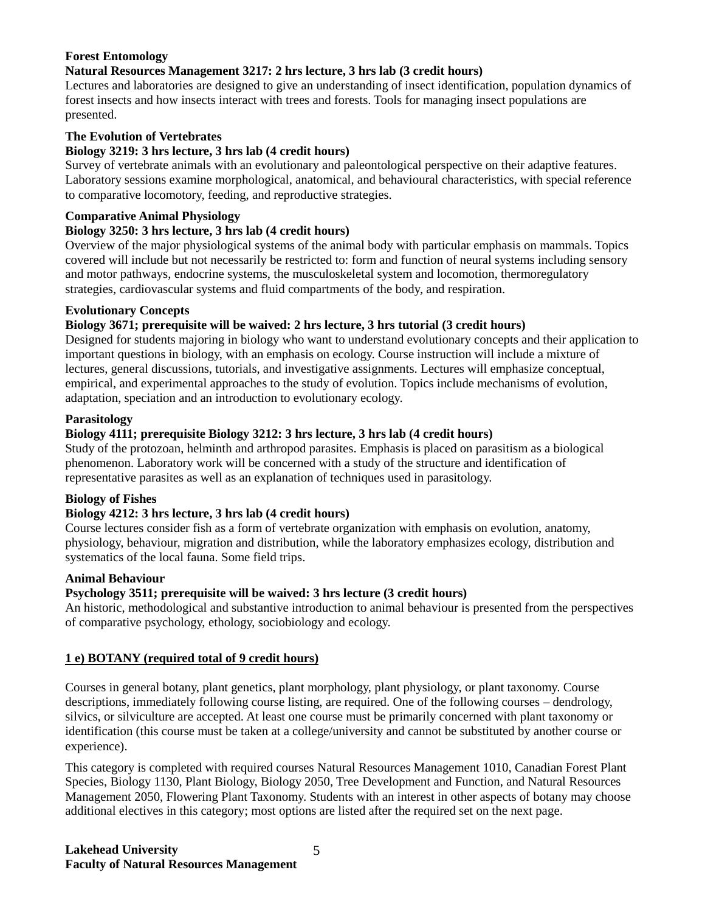**Forest Entomology**

**Natural Resources Management 3217: 2 hrs lecture, 3 hrs lab (3 credit hours)**

Lectures and laboratories are designed to give an understanding of insect identification, population dynamics of forest insects and how insects interact with trees and forests. Tools for managing insect populations are presented.

**The Evolution of Vertebrates**

**Biology 3219: 3 hrs lecture, 3 hrs lab (4 credit hours)**

Survey of vertebrate animals with an evolutionary and paleontological perspective on their adaptive features. Laboratory sessions examine morphological, anatomical, and behavioural characteristics, with special reference to comparative locomotory, feeding, and reproductive strategies.

**Comparative Animal Physiology**

**Biology 3250: 3 hrs lecture, 3 hrs lab (4 credit hours)**

Overview of the major physiological systems of the animal body with particular emphasis on mammals. Topics covered will include but not necessarily be restricted to: form and function of neural systems including sensory and motor pathways, endocrine systems, the musculoskeletal system and locomotion, thermoregulatory strategies, cardiovascular systems and fluid compartments of the body, and respiration.

**Evolutionary Concepts**

**Biology 3671; prerequisite will be waived: 2 hrs lecture, 3 hrs tutorial (3 credit hours)**

Designed for students majoring in biology who want to understand evolutionary concepts and their application to important questions in biology, with an emphasis on ecology. Course instruction will include a mixture of lectures, general discussions, tutorials, and investigative assignments. Lectures will emphasize conceptual, empirical, and experimental approaches to the study of evolution. Topics include mechanisms of evolution, adaptation, speciation and an introduction to evolutionary ecology.

**Parasitology**

**Biology 4111; prerequisite Biology 3212: 3 hrs lecture, 3 hrs lab (4 credit hours)**

Study of the protozoan, helminth and arthropod parasites. Emphasis is placed on parasitism as a biological phenomenon. Laboratory work will be concerned with a study of the structure and identification of representative parasites as well as an explanation of techniques used in parasitology.

**Biology of Fishes**

**Biology 4212: 3 hrs lecture, 3 hrs lab (4 credit hours)**

Course lectures consider fish as a form of vertebrate organization with emphasis on evolution, anatomy, physiology, behaviour, migration and distribution, while the laboratory emphasizes ecology, distribution and systematics of the local fauna. Some field trips.

**Animal Behaviour**

**Psychology 3511; prerequisite will be waived: 3 hrs lecture (3 credit hours)**

An historic, methodological and substantive introduction to animal behaviour is presented from the perspectives of comparative psychology, ethology, sociobiology and ecology.

## 1 e) BOTANY (required total of 9 credit hours)

Courses in general botany, plant genetics, plant morphology, plant physiology, or plant taxonomy. Course descriptions, immediately following course listing, are required. One of the following courses – dendrology, silvics, or silviculture are accepted. At least one course must be primarily concerned with plant taxonomy or identification (this course must be taken at a college/university and cannot be substituted by another course or experience).

This category is completed with required courses Natural Resources Management 1010, Canadian Forest Plant Species, Biology 1130, Plant Biology, Biology 2050, Tree Development and Function, and Natural Resources Management 2050, Flowering Plant Taxonomy. Students with an interest in other aspects of botany may choose additional electives in this category; most options are listed after the required set on the next page.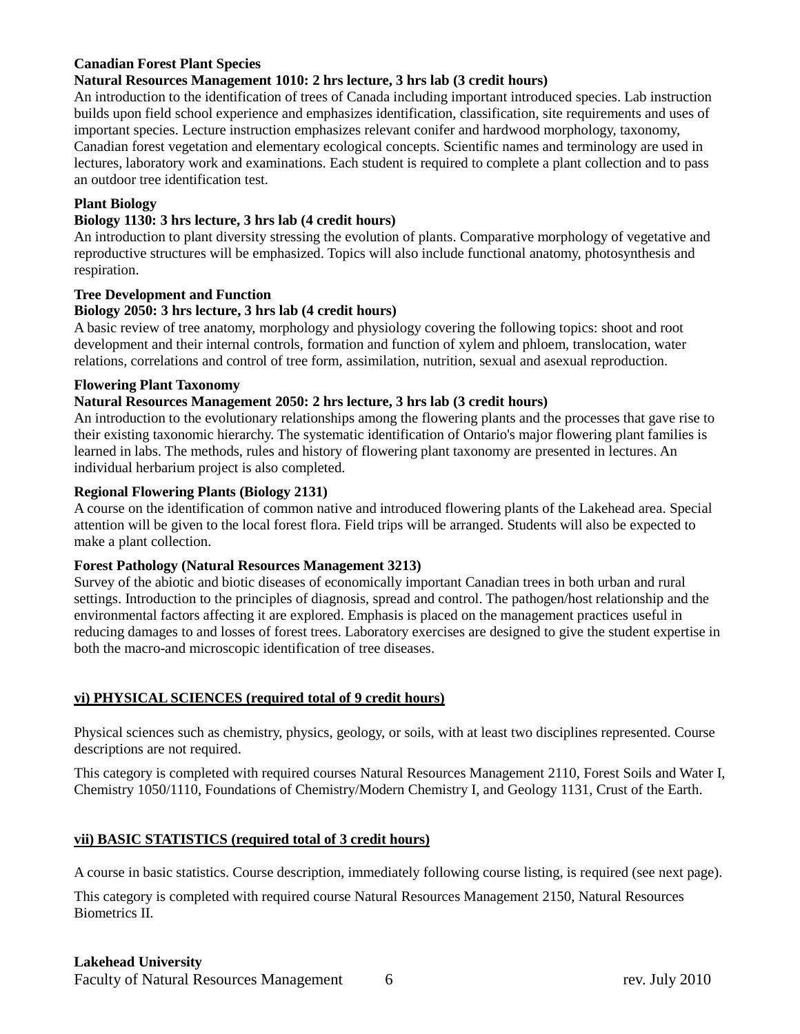**Canadian Forest Plant Species**

**Natural Resources Management 1010: 2 hrs lecture, 3 hrs lab (3 credit hours)**

An introduction to the identification of trees of Canada including important introduced species. Lab instruction builds upon field school experience and emphasizes identification, classification, site requirements and uses of important species. Lecture instruction emphasizes relevant conifer and hardwood morphology, taxonomy, Canadian forest vegetation and elementary ecological concepts. Scientific names and terminology are used in lectures, laboratory work and examinations. Each student is required to complete a plant collection and to pass an outdoor tree identification test.

**Plant Biology**

**Biology 1130: 3 hrs lecture, 3 hrs lab (4 credit hours)**

An introduction to plant diversity stressing the evolution of plants. Comparative morphology of vegetative and reproductive structures will be emphasized. Topics will also include functional anatomy, photosynthesis and respiration.

**Tree Development and Function**

**Biology 2050: 3 hrs lecture, 3 hrs lab (4 credit hours)**

A basic review of tree anatomy, morphology and physiology covering the following topics: shoot and root development and their internal controls, formation and function of xylem and phloem, translocation, water relations, correlations and control of tree form, assimilation, nutrition, sexual and asexual reproduction.

**Flowering Plant Taxonomy**

**Natural Resources Management 2050: 2 hrs lecture, 3 hrs lab (3 credit hours)**

An introduction to the evolutionary relationships among the flowering plants and the processes that gave rise to their existing taxonomic hierarchy. The systematic identification of Ontario's major flowering plant families is learned in labs. The methods, rules and history of flowering plant taxonomy are presented in lectures. An individual herbarium project is also completed.

**Regional Flowering Plants (Biology 2131)**

A course on the identification of common native and introduced flowering plants of the Lakehead area. Special attention will be given to the local forest flora. Field trips will be arranged. Students will also be expected to make a plant collection.

**Forest Pathology (Natural Resources Management 3213)**

Survey of the abiotic and biotic diseases of economically important Canadian trees in both urban and rural settings. Introduction to the principles of diagnosis, spread and control. The pathogen/host relationship and the environmental factors affecting it are explored. Emphasis is placed on the management practices useful in reducing damages to and losses of forest trees. Laboratory exercises are designed to give the student expertise in both the macro-and microscopic identification of tree diseases.

## vi) PHYSICAL SCIENCES (required total of 9 credit hours)

Physical sciences such as chemistry, physics, geology, or soils, with at least two disciplines represented. Course descriptions are not required.

This category is completed with required courses Natural Resources Management 2110, Forest Soils and Water I, Chemistry 1050/1110, Foundations of Chemistry/Modern Chemistry I, and Geology 1131, Crust of the Earth.

## vii) BASIC STATISTICS (required total of 3 credit hours)

A course in basic statistics. Course description, immediately following course listing, is required (see next page).

This category is completed with required course Natural Resources Management 2150, Natural Resources Biometrics II.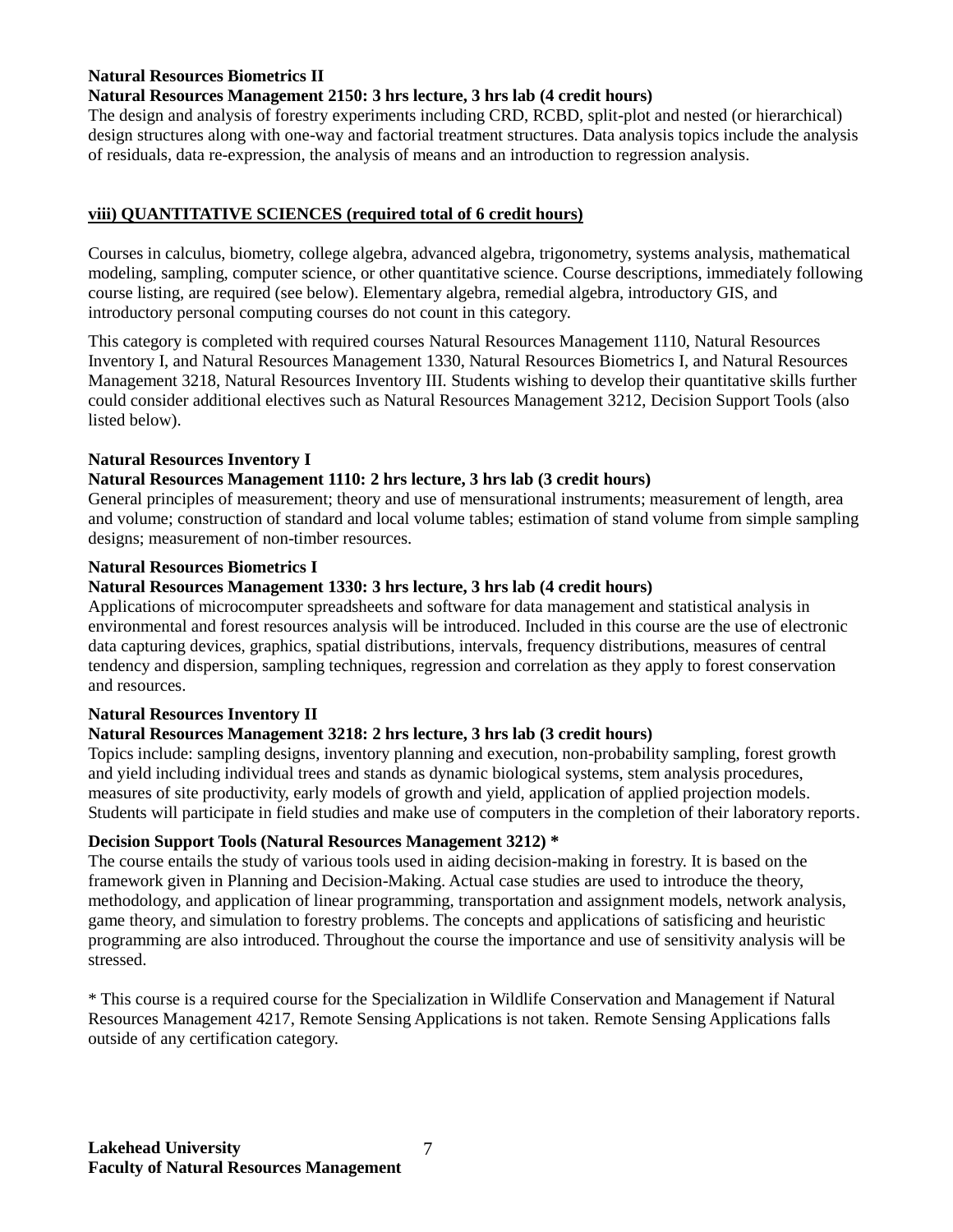**Natural Resources Biometrics II**

**Natural Resources Management 2150: 3 hrs lecture, 3 hrs lab (4 credit hours)**

The design and analysis of forestry experiments including CRD, RCBD, split-plot and nested (or hierarchical) design structures along with one-way and factorial treatment structures. Data analysis topics include the analysis of residuals, data re-expression, the analysis of means and an introduction to regression analysis.

## viii) QUANTITATIVE SCIENCES (required total of 6 credit hours)

Courses in calculus, biometry, college algebra, advanced algebra, trigonometry, systems analysis, mathematical modeling, sampling, computer science, or other quantitative science. Course descriptions, immediately following course listing, are required (see below). Elementary algebra, remedial algebra, introductory GIS, and introductory personal computing courses do not count in this category.

This category is completed with required courses Natural Resources Management 1110, Natural Resources Inventory I, and Natural Resources Management 1330, Natural Resources Biometrics I, and Natural Resources Management 3218, Natural Resources Inventory III. Students wishing to develop their quantitative skills further could consider additional electives such as Natural Resources Management 3212, Decision Support Tools (also listed below).

**Natural Resources Inventory I**

**Natural Resources Management 1110: 2 hrs lecture, 3 hrs lab (3 credit hours)**

General principles of measurement; theory and use of mensurational instruments; measurement of length, area and volume; construction of standard and local volume tables; estimation of stand volume from simple sampling designs; measurement of non-timber resources.

**Natural Resources Biometrics I**

**Natural Resources Management 1330: 3 hrs lecture, 3 hrs lab (4 credit hours)**

Applications of microcomputer spreadsheets and software for data management and statistical analysis in environmental and forest resources analysis will be introduced. Included in this course are the use of electronic data capturing devices, graphics, spatial distributions, intervals, frequency distributions, measures of central tendency and dispersion, sampling techniques, regression and correlation as they apply to forest conservation and resources.

**Natural Resources Inventory II**

**Natural Resources Management 3218: 2 hrs lecture, 3 hrs lab (3 credit hours)**

Topics include: sampling designs, inventory planning and execution, non-probability sampling, forest growth and yield including individual trees and stands as dynamic biological systems, stem analysis procedures, measures of site productivity, early models of growth and yield, application of applied projection models. Students will participate in field studies and make use of computers in the completion of their laboratory reports.

**Decision Support Tools (Natural Resources Management 3212) \***

The course entails the study of various tools used in aiding decision-making in forestry. It is based on the framework given in Planning and Decision-Making. Actual case studies are used to introduce the theory, methodology, and application of linear programming, transportation and assignment models, network analysis, game theory, and simulation to forestry problems. The concepts and applications of satisficing and heuristic programming are also introduced. Throughout the course the importance and use of sensitivity analysis will be stressed.

\* This course is a required course for the Specialization in Wildlife Conservation and Management if Natural Resources Management 4217, Remote Sensing Applications is not taken. Remote Sensing Applications falls outside of any certification category.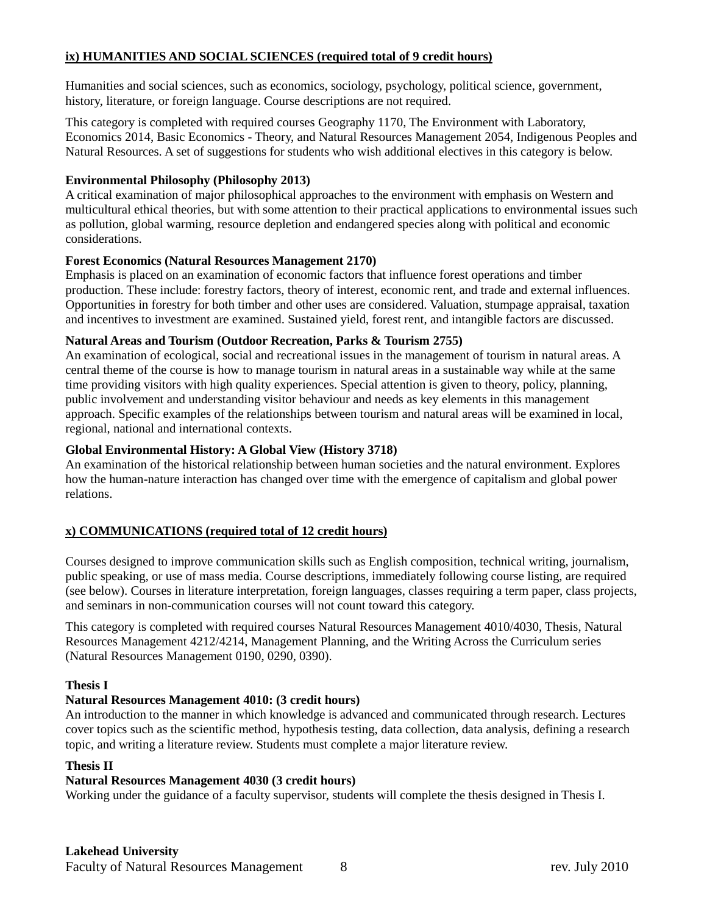**ix) HUMANITIES AND SOCIAL SCIENCES (required total of 9 credit hours)**

Humanities and social sciences, such as economics, sociology, psychology, political science, government, history, literature, or foreign language. Course descriptions are not required.

This category is completed with required courses Geography 1170, The Environment with Laboratory, Economics 2014, Basic Economics - Theory, and Natural Resources Management 2054, Indigenous Peoples and Natural Resources. A set of suggestions for students who wish additional electives in this category is below.

**Environmental Philosophy (Philosophy 2013)**
A critical examination of major philosophical approaches to the environment with emphasis on Western and multicultural ethical theories, but with some attention to their practical applications to environmental issues such as pollution, global warming, resource depletion and endangered species along with political and economic considerations.

**Forest Economics (Natural Resources Management 2170)**
Emphasis is placed on an examination of economic factors that influence forest operations and timber production. These include: forestry factors, theory of interest, economic rent, and trade and external influences. Opportunities in forestry for both timber and other uses are considered. Valuation, stumpage appraisal, taxation and incentives to investment are examined. Sustained yield, forest rent, and intangible factors are discussed.

**Natural Areas and Tourism (Outdoor Recreation, Parks & Tourism 2755)**
An examination of ecological, social and recreational issues in the management of tourism in natural areas. A central theme of the course is how to manage tourism in natural areas in a sustainable way while at the same time providing visitors with high quality experiences. Special attention is given to theory, policy, planning, public involvement and understanding visitor behaviour and needs as key elements in this management approach. Specific examples of the relationships between tourism and natural areas will be examined in local, regional, national and international contexts.

**Global Environmental History: A Global View (History 3718)**
An examination of the historical relationship between human societies and the natural environment. Explores how the human-nature interaction has changed over time with the emergence of capitalism and global power relations.

**x) COMMUNICATIONS (required total of 12 credit hours)**

Courses designed to improve communication skills such as English composition, technical writing, journalism, public speaking, or use of mass media. Course descriptions, immediately following course listing, are required (see below). Courses in literature interpretation, foreign languages, classes requiring a term paper, class projects, and seminars in non-communication courses will not count toward this category.

This category is completed with required courses Natural Resources Management 4010/4030, Thesis, Natural Resources Management 4212/4214, Management Planning, and the Writing Across the Curriculum series (Natural Resources Management 0190, 0290, 0390).

**Thesis I**
**Natural Resources Management 4010: (3 credit hours)**
An introduction to the manner in which knowledge is advanced and communicated through research. Lectures cover topics such as the scientific method, hypothesis testing, data collection, data analysis, defining a research topic, and writing a literature review. Students must complete a major literature review.

**Thesis II**
**Natural Resources Management 4030 (3 credit hours)**
Working under the guidance of a faculty supervisor, students will complete the thesis designed in Thesis I.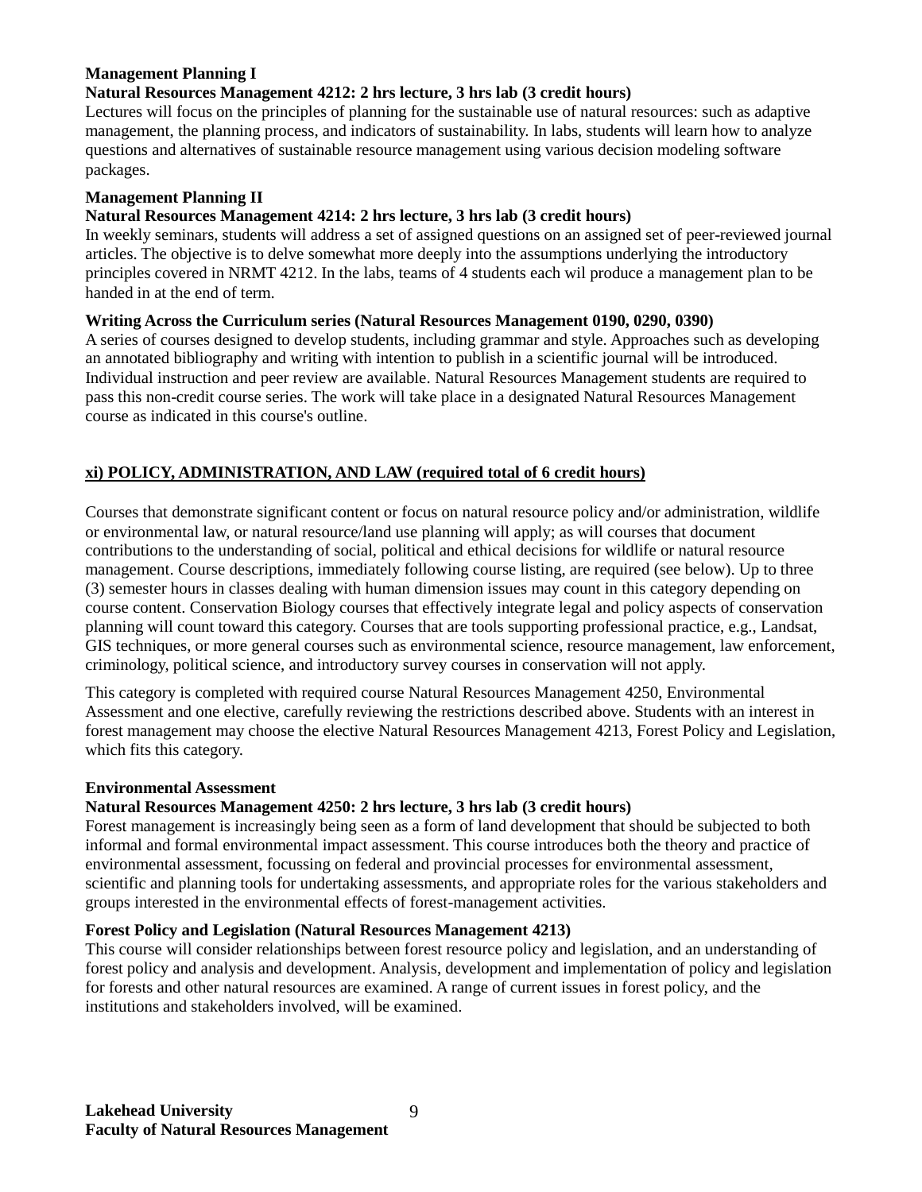**Management Planning I**

**Natural Resources Management 4212: 2 hrs lecture, 3 hrs lab (3 credit hours)**

Lectures will focus on the principles of planning for the sustainable use of natural resources: such as adaptive management, the planning process, and indicators of sustainability. In labs, students will learn how to analyze questions and alternatives of sustainable resource management using various decision modeling software packages.

**Management Planning II**

**Natural Resources Management 4214: 2 hrs lecture, 3 hrs lab (3 credit hours)**

In weekly seminars, students will address a set of assigned questions on an assigned set of peer-reviewed journal articles. The objective is to delve somewhat more deeply into the assumptions underlying the introductory principles covered in NRMT 4212. In the labs, teams of 4 students each wil produce a management plan to be handed in at the end of term.

**Writing Across the Curriculum series (Natural Resources Management 0190, 0290, 0390)**

A series of courses designed to develop students, including grammar and style. Approaches such as developing an annotated bibliography and writing with intention to publish in a scientific journal will be introduced. Individual instruction and peer review are available. Natural Resources Management students are required to pass this non-credit course series. The work will take place in a designated Natural Resources Management course as indicated in this course's outline.

## xi) POLICY, ADMINISTRATION, AND LAW (required total of 6 credit hours)

Courses that demonstrate significant content or focus on natural resource policy and/or administration, wildlife or environmental law, or natural resource/land use planning will apply; as will courses that document contributions to the understanding of social, political and ethical decisions for wildlife or natural resource management. Course descriptions, immediately following course listing, are required (see below). Up to three (3) semester hours in classes dealing with human dimension issues may count in this category depending on course content. Conservation Biology courses that effectively integrate legal and policy aspects of conservation planning will count toward this category. Courses that are tools supporting professional practice, e.g., Landsat, GIS techniques, or more general courses such as environmental science, resource management, law enforcement, criminology, political science, and introductory survey courses in conservation will not apply.

This category is completed with required course Natural Resources Management 4250, Environmental Assessment and one elective, carefully reviewing the restrictions described above. Students with an interest in forest management may choose the elective Natural Resources Management 4213, Forest Policy and Legislation, which fits this category.

**Environmental Assessment**

**Natural Resources Management 4250: 2 hrs lecture, 3 hrs lab (3 credit hours)**

Forest management is increasingly being seen as a form of land development that should be subjected to both informal and formal environmental impact assessment. This course introduces both the theory and practice of environmental assessment, focussing on federal and provincial processes for environmental assessment, scientific and planning tools for undertaking assessments, and appropriate roles for the various stakeholders and groups interested in the environmental effects of forest-management activities.

**Forest Policy and Legislation (Natural Resources Management 4213)**

This course will consider relationships between forest resource policy and legislation, and an understanding of forest policy and analysis and development. Analysis, development and implementation of policy and legislation for forests and other natural resources are examined. A range of current issues in forest policy, and the institutions and stakeholders involved, will be examined.